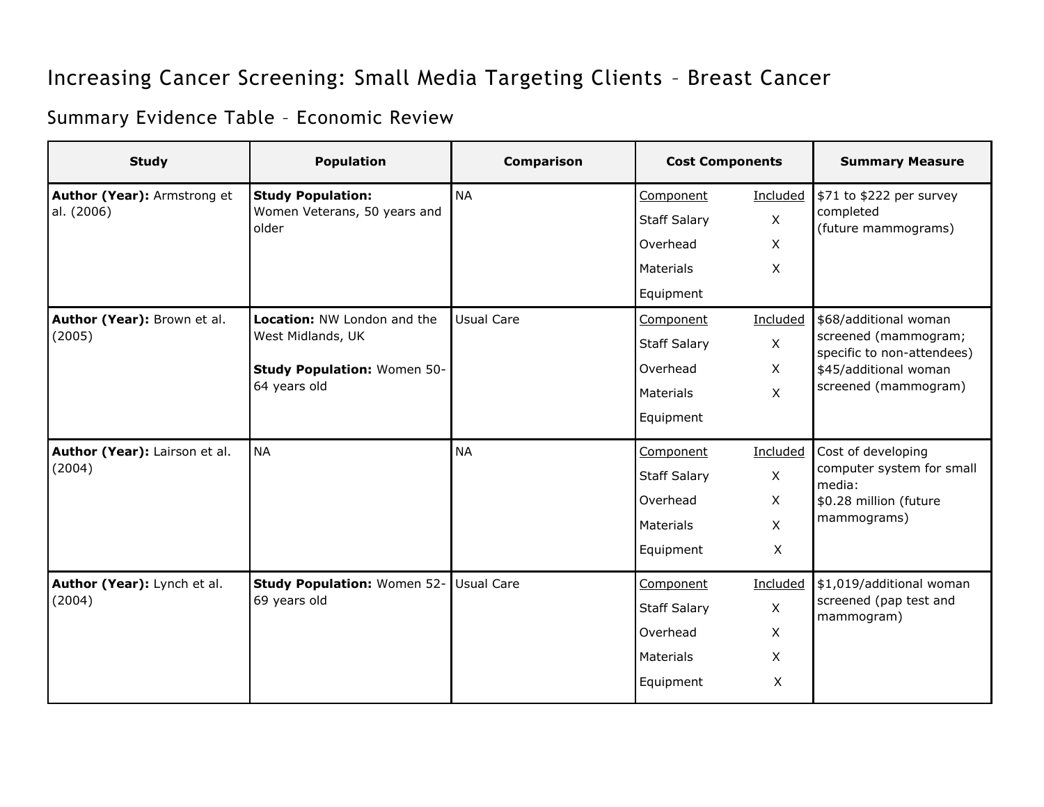# Increasing Cancer Screening: Small Media Targeting Clients – Breast Cancer

## Summary Evidence Table – Economic Review

| Study | Population | Comparison | Cost Components | Summary Measure |
|---|---|---|---|---|
| **Author (Year):** Armstrong et al. (2006) | **Study Population:** Women Veterans, 50 years and older | NA | Component / Included<br>Staff Salary: X<br>Overhead: X<br>Materials: X<br>Equipment: | $71 to $222 per survey completed (future mammograms) |
| **Author (Year):** Brown et al. (2005) | **Location:** NW London and the West Midlands, UK<br><br>**Study Population:** Women 50-64 years old | Usual Care | Component / Included<br>Staff Salary: X<br>Overhead: X<br>Materials: X<br>Equipment: | $68/additional woman screened (mammogram; specific to non-attendees)<br>$45/additional woman screened (mammogram) |
| **Author (Year):** Lairson et al. (2004) | NA | NA | Component / Included<br>Staff Salary: X<br>Overhead: X<br>Materials: X<br>Equipment: X | Cost of developing computer system for small media:<br>$0.28 million (future mammograms) |
| **Author (Year):** Lynch et al. (2004) | **Study Population:** Women 52-69 years old | Usual Care | Component / Included<br>Staff Salary: X<br>Overhead: X<br>Materials: X<br>Equipment: X | $1,019/additional woman screened (pap test and mammogram) |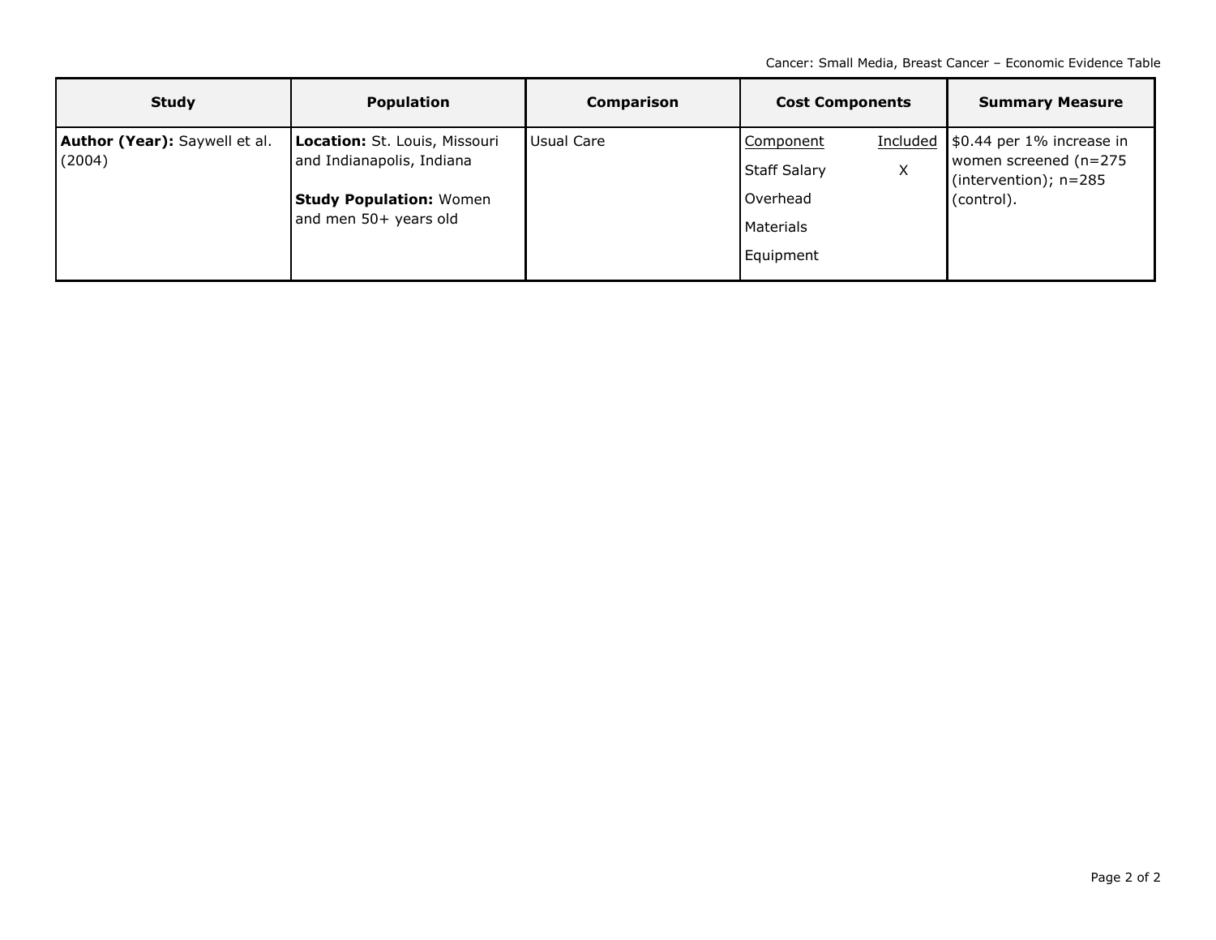| Study | Population | Comparison | Cost Components | | Summary Measure |
|---|---|---|---|---|---|
| **Author (Year):** Saywell et al. (2004) | **Location:** St. Louis, Missouri and Indianapolis, Indiana<br><br>**Study Population:** Women and men 50+ years old | Usual Care | Component | Included | $0.44 per 1% increase in women screened (n=275 (intervention); n=285 (control). |
| | | | Staff Salary | X | |
| | | | Overhead | | |
| | | | Materials | | |
| | | | Equipment | | |